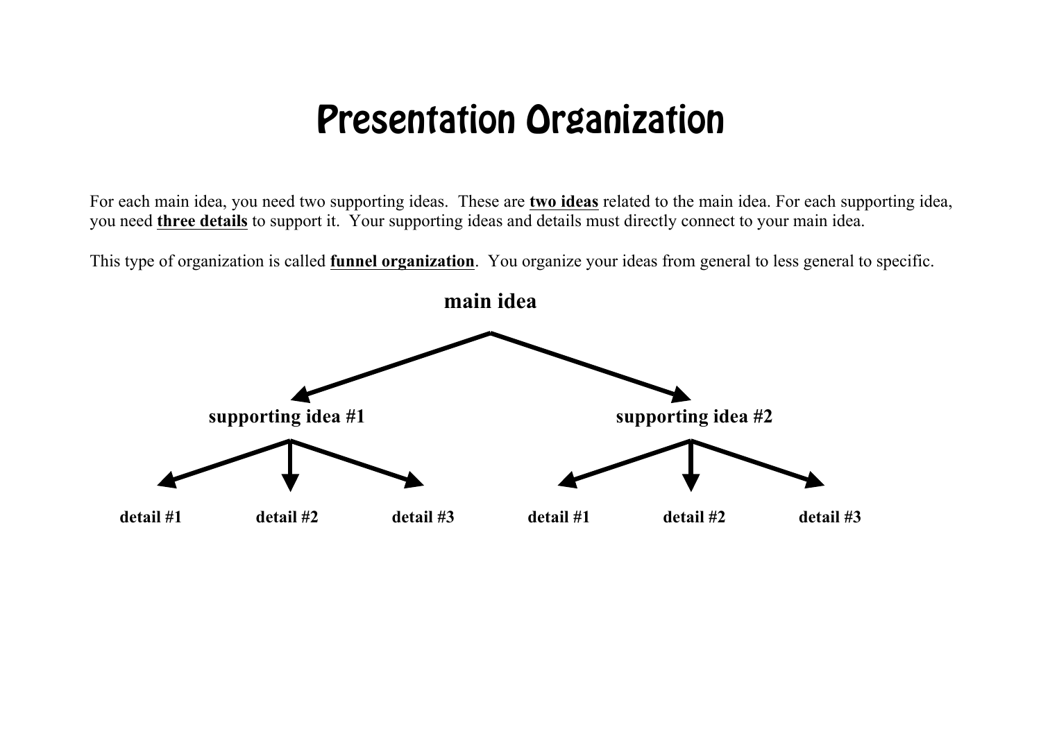# Presentation Organization

For each main idea, you need two supporting ideas. These are **two ideas** related to the main idea. For each supporting idea, you need **three details** to support it. Your supporting ideas and details must directly connect to your main idea.

This type of organization is called **funnel organization**. You organize your ideas from general to less general to specific.

**main idea**

- **supporting idea #1**
  - **detail #1**
  - **detail #2**
  - **detail #3**
- **supporting idea #2**
  - **detail #1**
  - **detail #2**
  - **detail #3**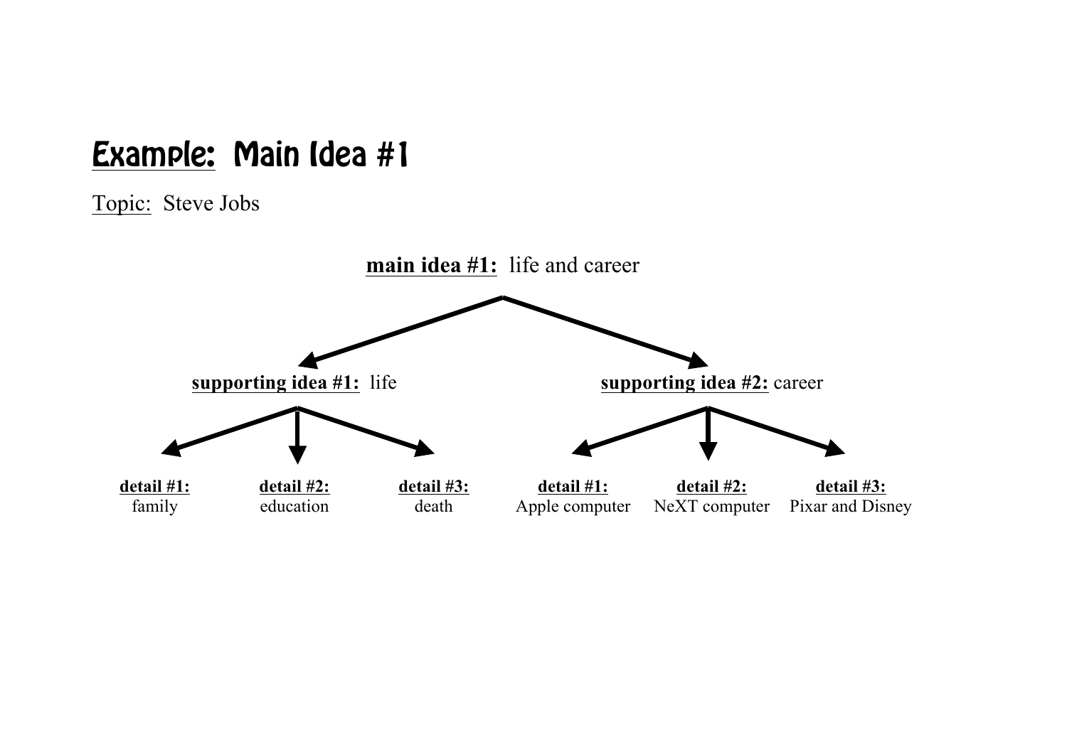# Example: Main Idea #1

Topic: Steve Jobs

**main idea #1:** life and career

**supporting idea #1:** life

- **detail #1:** family
- **detail #2:** education
- **detail #3:** death

**supporting idea #2:** career

- **detail #1:** Apple computer
- **detail #2:** NeXT computer
- **detail #3:** Pixar and Disney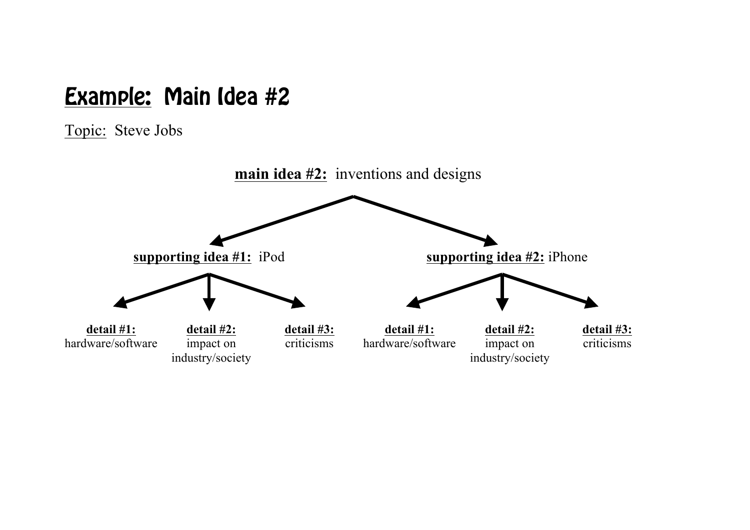# Example: Main Idea #2

Topic: Steve Jobs

**main idea #2:** inventions and designs

- **supporting idea #1:** iPod
  - **detail #1:** hardware/software
  - **detail #2:** impact on industry/society
  - **detail #3:** criticisms
- **supporting idea #2:** iPhone
  - **detail #1:** hardware/software
  - **detail #2:** impact on industry/society
  - **detail #3:** criticisms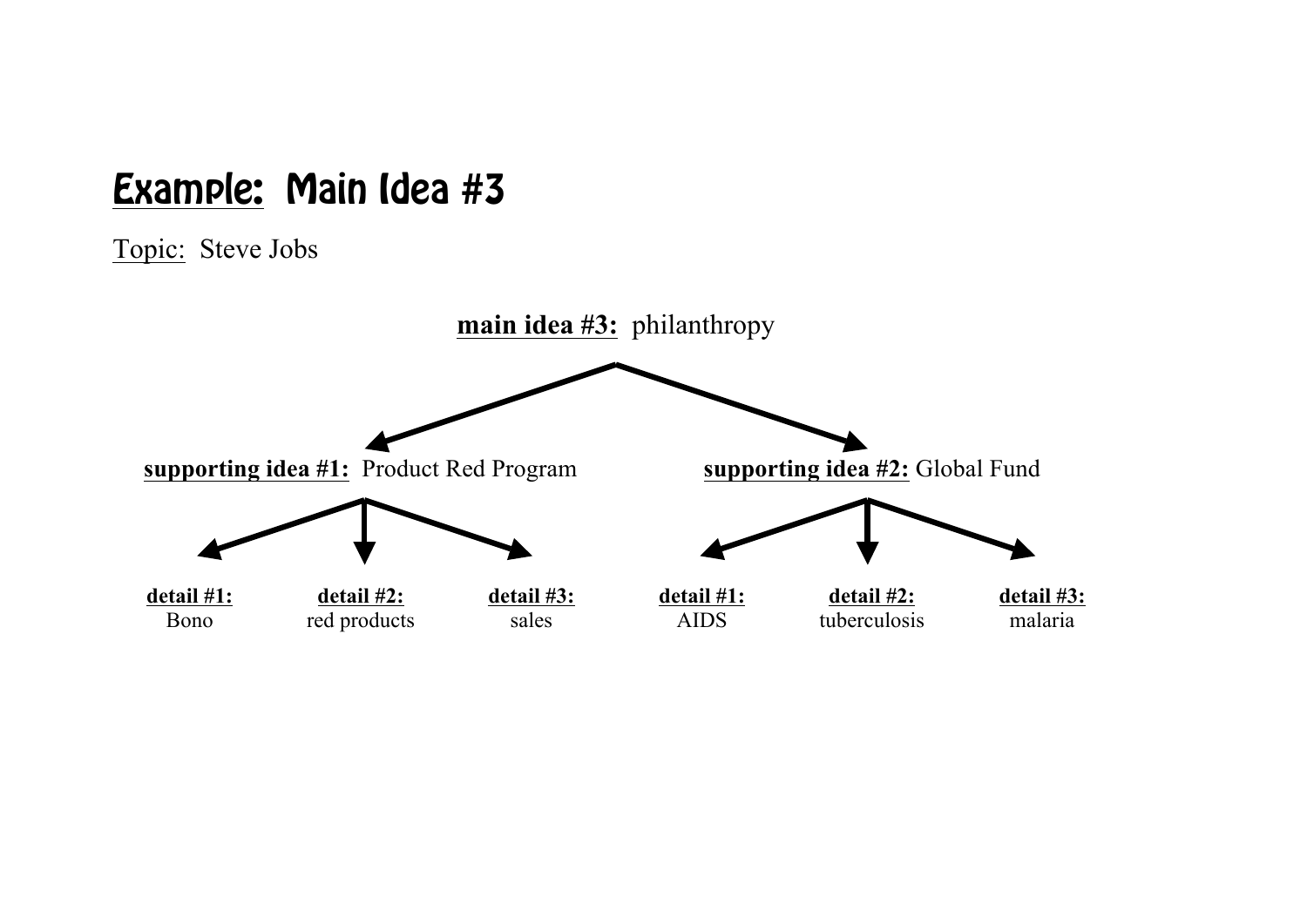# Example: Main Idea #3

Topic: Steve Jobs

**main idea #3:** philanthropy

**supporting idea #1:** Product Red Program

**detail #1:** Bono

**detail #2:** red products

**detail #3:** sales

**supporting idea #2:** Global Fund

**detail #1:** AIDS

**detail #2:** tuberculosis

**detail #3:** malaria